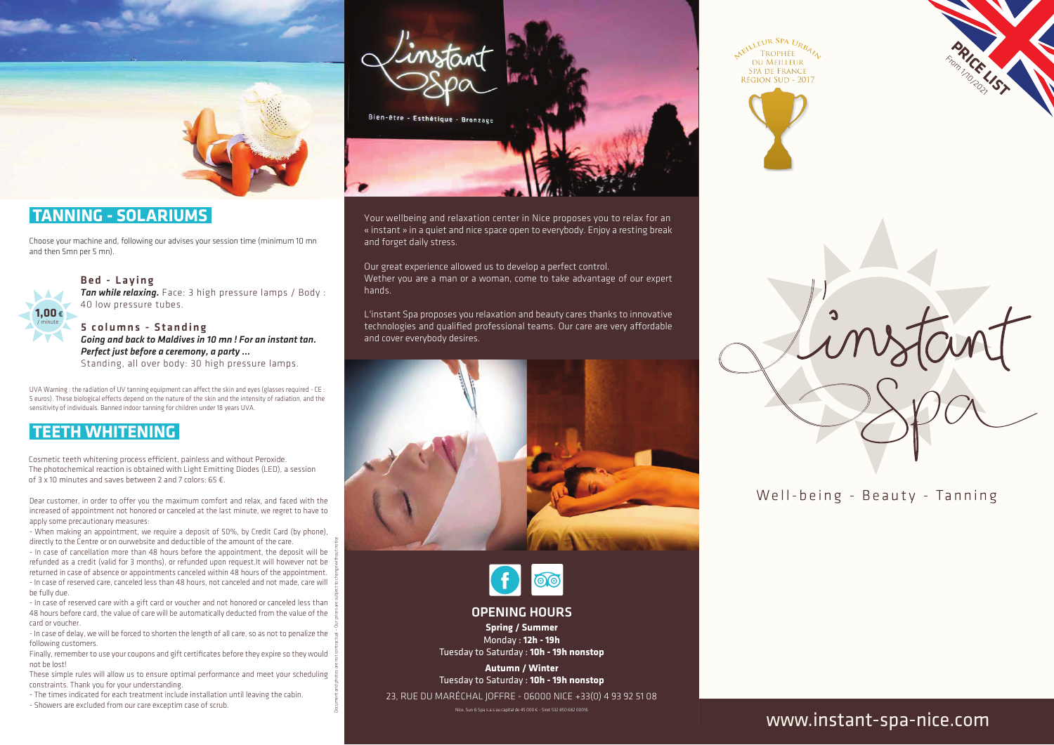## TANNING - SOLARIUMS

Choose your machine and, following our advises your session time (minimum 10 mn and then 5mn per 5 mn).

1,00 € / minute

### Bed - Laying

***Tan while relaxing.*** Face: 3 high pressure lamps / Body : 40 low pressure tubes.

### 5 columns - Standing

***Going and back to Maldives in 10 mn ! For an instant tan. Perfect just before a ceremony, a party ...***
Standing, all over body: 30 high pressure lamps.

UVA Warning : the radiation of UV tanning equipment can affect the skin and eyes (glasses required - CE : 5 euros). These biological effects depend on the nature of the skin and the intensity of radiation, and the sensitivity of individuals. Banned indoor tanning for children under 18 years UVA.

## TEETH WHITENING

Cosmetic teeth whitening process efficient, painless and without Peroxide.
The photochemical reaction is obtained with Light Emitting Diodes (LED), a session of 3 x 10 minutes and saves between 2 and 7 colors: 65 €.

Dear customer, in order to offer you the maximum comfort and relax, and faced with the increased of appointment not honored or canceled at the last minute, we regret to have to apply some precautionary measures:

- When making an appointment, we require a deposit of 50%, by Credit Card (by phone), directly to the Centre or on ourwebsite and deductible of the amount of the care.
- In case of cancellation more than 48 hours before the appointment, the deposit will be refunded as a credit (valid for 3 months), or refunded upon request.It will however not be returned in case of absence or appointments canceled within 48 hours of the appointment.
- In case of reserved care, canceled less than 48 hours, not canceled and not made, care will be fully due.
- In case of reserved care with a gift card or voucher and not honored or canceled less than 48 hours before card, the value of care will be automatically deducted from the value of the card or voucher.
- In case of delay, we will be forced to shorten the length of all care, so as not to penalize the following customers.

Finally, remember to use your coupons and gift certificates before they expire so they would not be lost!

These simple rules will allow us to ensure optimal performance and meet your scheduling constraints. Thank you for your understanding.

- The times indicated for each treatment include installation until leaving the cabin.
- Showers are excluded from our care exceptim case of scrub.

Document and photos are not contractual - Our prices are subject to change without notice

L'instant Spa

Bien-être - Esthétique - Bronzage

Your wellbeing and relaxation center in Nice proposes you to relax for an « instant » in a quiet and nice space open to everybody. Enjoy a resting break and forget daily stress.

Our great experience allowed us to develop a perfect control.
Wether you are a man or a woman, come to take advantage of our expert hands.

L'instant Spa proposes you relaxation and beauty cares thanks to innovative technologies and qualified professional teams. Our care are very affordable and cover everybody desires.

## OPENING HOURS

**Spring / Summer**
Monday : **12h - 19h**
Tuesday to Saturday : **10h - 19h nonstop**

**Autumn / Winter**
Tuesday to Saturday : **10h - 19h nonstop**

23, RUE DU MARÉCHAL JOFFRE - 06000 NICE +33(0) 4 93 92 51 08

Nice, Sun & Spa s.a.s au capital de 45 000 € - Siret 532 850 682 00016

Meilleur Spa Urbain
Trophée du Meilleur Spa de France
Région Sud - 2017

PRICE LIST
From 1/10/2021

L'instant Spa

Well-being - Beauty - Tanning

www.instant-spa-nice.com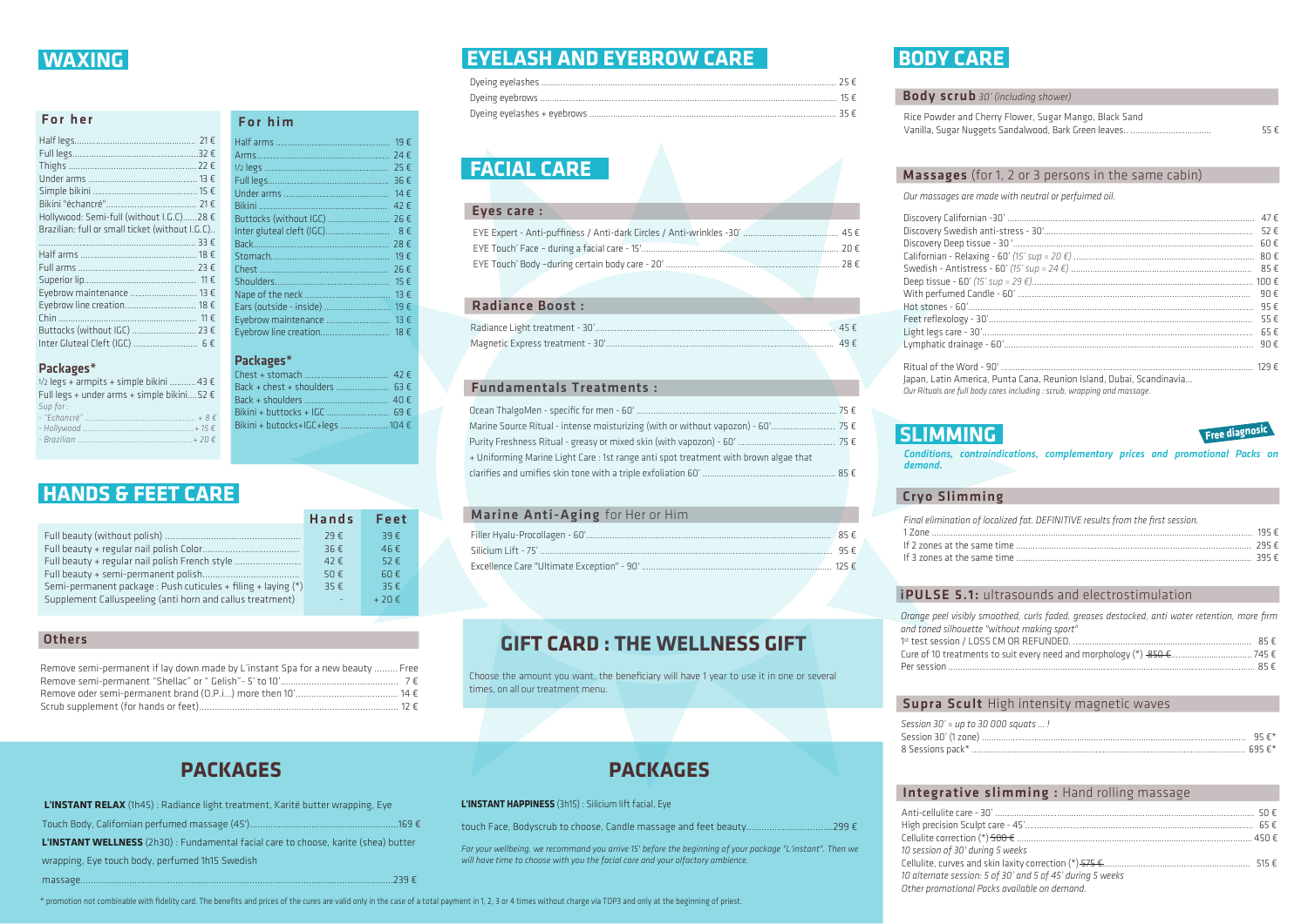# WAXING

## For her

| | |
|---|---|
| Half legs | 21 € |
| Full legs | 32 € |
| Thighs | 22 € |
| Under arms | 13 € |
| Simple bikini | 15 € |
| Bikini "échancré" | 21 € |
| Hollywood: Semi-full (without I.G.C.) | 28 € |
| Brazilian: full or small ticket (without I.G.C.) | 33 € |
| Half arms | 18 € |
| Full arms | 23 € |
| Superior lip | 11 € |
| Eyebrow maintenance | 13 € |
| Eyebrow line creation | 18 € |
| Chin | 11 € |
| Buttocks (without IGC) | 23 € |
| Inter Gluteal Cleft (IGC) | 6 € |

### Packages*

| | |
|---|---|
| ½ legs + armpits + simple bikini | 43 € |
| Full legs + under arms + simple bikini | 52 € |
| *Sup for :* | |
| *- "Echancré"* | *+ 8 €* |
| *- Hollywood* | *+ 15 €* |
| *- Brazilian* | *+ 20 €* |

## For him

| | |
|---|---|
| Half arms | 19 € |
| Arms | 24 € |
| ½ legs | 25 € |
| Full legs | 36 € |
| Under arms | 14 € |
| Bikini | 42 € |
| Buttocks (without IGC) | 26 € |
| Inter gluteal cleft (IGC) | 8 € |
| Back | 28 € |
| Stomach | 19 € |
| Chest | 26 € |
| Shoulders | 15 € |
| Nape of the neck | 13 € |
| Ears (outside - inside) | 19 € |
| Eyebrow maintenance | 13 € |
| Eyebrow line creation | 18 € |

### Packages*

| | |
|---|---|
| Chest + stomach | 42 € |
| Back + chest + shoulders | 63 € |
| Back + shoulders | 40 € |
| Bikini + buttocks + IGC | 69 € |
| Bikini + butocks+IGC+legs | 104 € |

# HANDS & FEET CARE

| | Hands | Feet |
|---|---|---|
| Full beauty (without polish) | 29 € | 39 € |
| Full beauty + regular nail polish Color | 36 € | 46 € |
| Full beauty + regular nail polish French style | 42 € | 52 € |
| Full beauty + semi-permanent polish | 50 € | 60 € |
| Semi-permanent package : Push cuticules + filing + laying (*) | 35 € | 35 € |
| Supplement Calluspeeling (anti horn and callus treatment) | - | + 20 € |

## Others

| | |
|---|---|
| Remove semi-permanent if lay down made by L'instant Spa for a new beauty | Free |
| Remove semi-permanent "Shellac" or " Gelish"- 5' to 10' | 7 € |
| Remove oder semi-permanent brand (O.P.I...) more then 10' | 14 € |
| Scrub supplement (for hands or feet) | 12 € |

# EYELASH AND EYEBROW CARE

| | |
|---|---|
| Dyeing eyelashes | 25 € |
| Dyeing eyebrows | 15 € |
| Dyeing eyelashes + eyebrows | 35 € |

# FACIAL CARE

## Eyes care :

| | |
|---|---|
| EYE Expert - Anti-puffiness / Anti-dark Circles / Anti-wrinkles -30' | 45 € |
| EYE Touch' Face – during a facial care - 15' | 20 € |
| EYE Touch' Body –during certain body care - 20' | 28 € |

## Radiance Boost :

| | |
|---|---|
| Radiance Light treatment - 30' | 45 € |
| Magnetic Express treatment - 30' | 49 € |

## Fundamentals Treatments :

| | |
|---|---|
| Ocean ThalgoMen - specific for men - 60' | 75 € |
| Marine Source Ritual - intense moisturizing (with or without vapozon) - 60' | 75 € |
| Purity Freshness Ritual - greasy or mixed skin (with vapozon) - 60' | 75 € |
| + Uniforming Marine Light Care : 1st range anti spot treatment with brown algae that clarifies and umifies skin tone with a triple exfoliation 60' | 85 € |

## Marine Anti-Aging for Her or Him

| | |
|---|---|
| Filler Hyalu-Procollagen - 60' | 85 € |
| Silicium Lift - 75' | 95 € |
| Excellence Care "Ultimate Exception" - 90' | 125 € |

# GIFT CARD : THE WELLNESS GIFT

Choose the amount you want, the beneficiary will have 1 year to use it in one or several times, on all our treatment menu.

# BODY CARE

## Body scrub *30' (including shower)*

| | |
|---|---|
| Rice Powder and Cherry Flower, Sugar Mango, Black Sand Vanilla, Sugar Nuggets Sandalwood, Bark Green leaves. | 55 € |

## Massages (for 1, 2 or 3 persons in the same cabin)

*Our massages are made with neutral or perfuimed oil.*

| | |
|---|---|
| Discovery Californian -30' | 47 € |
| Discovery Swedish anti-stress - 30' | 52 € |
| Discovery Deep tissue - 30 ' | 60 € |
| Californian - Relaxing - 60' *(15' sup = 20 €)* | 80 € |
| Swedish - Antistress - 60' *(15' sup = 24 €)* | 85 € |
| Deep tissue - 60' *(15' sup = 29 €)* | 100 € |
| With perfumed Candle - 60' | 90 € |
| Hot stones - 60' | 95 € |
| Feet reflexology - 30' | 55 € |
| Light legs care - 30' | 65 € |
| Lymphatic drainage - 60' | 90 € |
| Ritual of the Word - 90' | 129 € |

Japan, Latin America, Punta Cana, Reunion Island, Dubai, Scandinavia...
*Our Rituals are full body cares including : scrub, wrapping and massage.*

# SLIMMING

**Free diagnosic**

***Conditions, contraindications, complementary prices and promotional Packs on demand.***

## Cryo Slimming

*Final elimination of localized fat. DEFINITIVE results from the first session.*

| | |
|---|---|
| 1 Zone | 195 € |
| If 2 zones at the same time | 295 € |
| If 3 zones at the same time | 395 € |

## iPULSE 5.1: ultrasounds and electrostimulation

*Orange peel visibly smoothed, curls faded, greases destocked, anti water retention, more firm and toned silhouette "without making sport"*

| | |
|---|---|
| 1st test session / LOSS CM OR REFUNDED. | 85 € |
| Cure of 10 treatments to suit every need and morphology (*) ~~850 €~~ | 745 € |
| Per session | 85 € |

## Supra Scult High intensity magnetic waves

*Session 30' = up to 30 000 squats ... !*

| | |
|---|---|
| Session 30' (1 zone) | 95 €* |
| 8 Sessions pack* | 695 €* |

## Integrative slimming : Hand rolling massage

| | |
|---|---|
| Anti-cellulite care - 30' | 50 € |
| High precision Sculpt care - 45' | 65 € |
| Cellulite correction (*) ~~500 €~~ | 450 € |
| *10 session of 30' during 5 weeks* | |
| Cellulite, curves and skin laxity correction (*) ~~575 €~~ | 515 € |
| *10 alternate session: 5 of 30' and 5 of 45' during 5 weeks* | |

*Other promotional Packs available on demand.*

# PACKAGES

**L'INSTANT RELAX** (1h45) : Radiance light treatment, Karité butter wrapping, Eye Touch Body, Californian perfumed massage (45') ........ 169 €

**L'INSTANT WELLNESS** (2h30) : Fundamental facial care to choose, karite (shea) butter wrapping, Eye touch body, perfumed 1h15 Swedish massage ........ 239 €

**L'INSTANT HAPPINESS** (3h15) : Silicium lift facial, Eye touch Face, Bodyscrub to choose, Candle massage and feet beauty ........ 299 €

*For your wellbeing, we recommand you arrive 15' before the beginning of your package "L'instant". Then we will have time to choose with you the facial care and your olfactory ambience.*

\* promotion not combinable with fidelity card. The benefits and prices of the cures are valid only in the case of a total payment in 1, 2, 3 or 4 times without charge via TOP3 and only at the beginning of priest.